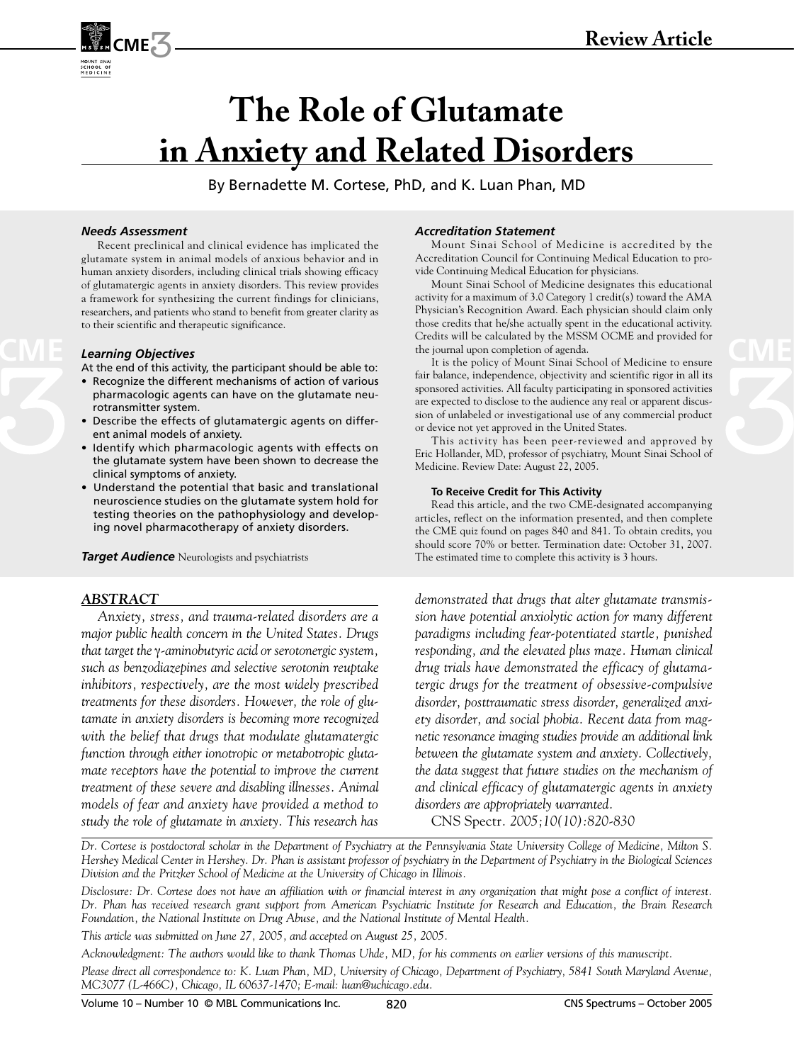Review Article

# The Role of Glutamate in Anxiety and Related Disorders

By Bernadette M. Cortese, PhD, and K. Luan Phan, MD

### Needs Assessment

Recent preclinical and clinical evidence has implicated the glutamate system in animal models of anxious behavior and in human anxiety disorders, including clinical trials showing efficacy of glutamatergic agents in anxiety disorders. This review provides a framework for synthesizing the current findings for clinicians, researchers, and patients who stand to benefit from greater clarity as to their scientific and therapeutic significance.

### Learning Objectives

At the end of this activity, the participant should be able to:

- Recognize the different mechanisms of action of various pharmacologic agents can have on the glutamate neurotransmitter system.
- Describe the effects of glutamatergic agents on different animal models of anxiety.
- Identify which pharmacologic agents with effects on the glutamate system have been shown to decrease the clinical symptoms of anxiety.
- Understand the potential that basic and translational neuroscience studies on the glutamate system hold for testing theories on the pathophysiology and developing novel pharmacotherapy of anxiety disorders.

***Target Audience*** Neurologists and psychiatrists

### Accreditation Statement

Mount Sinai School of Medicine is accredited by the Accreditation Council for Continuing Medical Education to provide Continuing Medical Education for physicians.

Mount Sinai School of Medicine designates this educational activity for a maximum of 3.0 Category 1 credit(s) toward the AMA Physician's Recognition Award. Each physician should claim only those credits that he/she actually spent in the educational activity. Credits will be calculated by the MSSM OCME and provided for the journal upon completion of agenda.

It is the policy of Mount Sinai School of Medicine to ensure fair balance, independence, objectivity and scientific rigor in all its sponsored activities. All faculty participating in sponsored activities are expected to disclose to the audience any real or apparent discussion of unlabeled or investigational use of any commercial product or device not yet approved in the United States.

This activity has been peer-reviewed and approved by Eric Hollander, MD, professor of psychiatry, Mount Sinai School of Medicine. Review Date: August 22, 2005.

#### To Receive Credit for This Activity

Read this article, and the two CME-designated accompanying articles, reflect on the information presented, and then complete the CME quiz found on pages 840 and 841. To obtain credits, you should score 70% or better. Termination date: October 31, 2007. The estimated time to complete this activity is 3 hours.

## ABSTRACT

*Anxiety, stress, and trauma-related disorders are a major public health concern in the United States. Drugs that target the γ-aminobutyric acid or serotonergic system, such as benzodiazepines and selective serotonin reuptake inhibitors, respectively, are the most widely prescribed treatments for these disorders. However, the role of glutamate in anxiety disorders is becoming more recognized with the belief that drugs that modulate glutamatergic function through either ionotropic or metabotropic glutamate receptors have the potential to improve the current treatment of these severe and disabling illnesses. Animal models of fear and anxiety have provided a method to study the role of glutamate in anxiety. This research has demonstrated that drugs that alter glutamate transmission have potential anxiolytic action for many different paradigms including fear-potentiated startle, punished responding, and the elevated plus maze. Human clinical drug trials have demonstrated the efficacy of glutamatergic drugs for the treatment of obsessive-compulsive disorder, posttraumatic stress disorder, generalized anxiety disorder, and social phobia. Recent data from magnetic resonance imaging studies provide an additional link between the glutamate system and anxiety. Collectively, the data suggest that future studies on the mechanism of and clinical efficacy of glutamatergic agents in anxiety disorders are appropriately warranted.*

CNS Spectr. *2005;10(10):820-830*

*Dr. Cortese is postdoctoral scholar in the Department of Psychiatry at the Pennsylvania State University College of Medicine, Milton S. Hershey Medical Center in Hershey. Dr. Phan is assistant professor of psychiatry in the Department of Psychiatry in the Biological Sciences Division and the Pritzker School of Medicine at the University of Chicago in Illinois.*

*Disclosure: Dr. Cortese does not have an affiliation with or financial interest in any organization that might pose a conflict of interest. Dr. Phan has received research grant support from American Psychiatric Institute for Research and Education, the Brain Research Foundation, the National Institute on Drug Abuse, and the National Institute of Mental Health.*

*This article was submitted on June 27, 2005, and accepted on August 25, 2005.*

*Acknowledgment: The authors would like to thank Thomas Uhde, MD, for his comments on earlier versions of this manuscript.*

*Please direct all correspondence to: K. Luan Phan, MD, University of Chicago, Department of Psychiatry, 5841 South Maryland Avenue, MC3077 (L-466C), Chicago, IL 60637-1470; E-mail: luan@uchicago.edu.*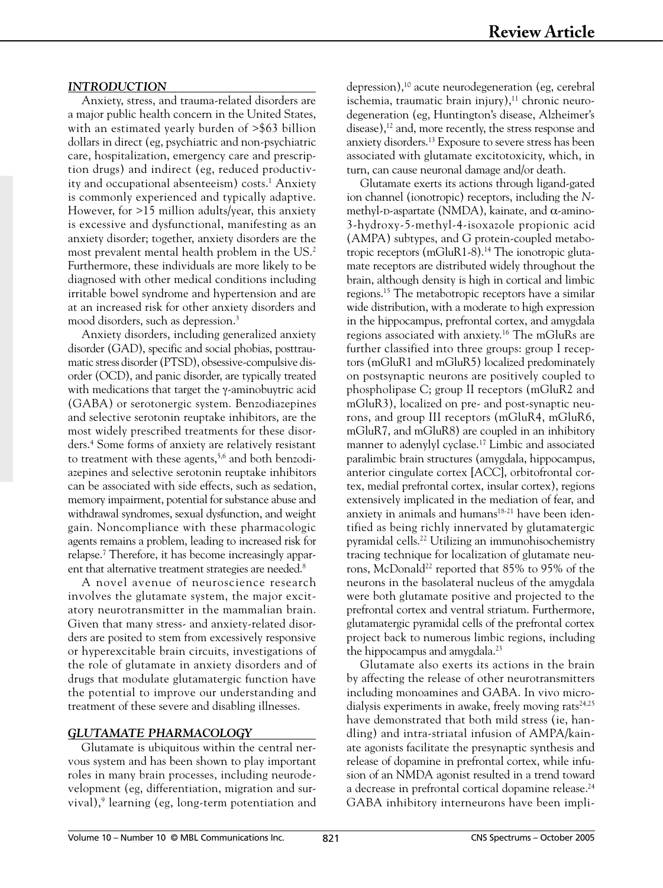## INTRODUCTION

Anxiety, stress, and trauma-related disorders are a major public health concern in the United States, with an estimated yearly burden of >$63 billion dollars in direct (eg, psychiatric and non-psychiatric care, hospitalization, emergency care and prescription drugs) and indirect (eg, reduced productivity and occupational absenteeism) costs.[1] Anxiety is commonly experienced and typically adaptive. However, for >15 million adults/year, this anxiety is excessive and dysfunctional, manifesting as an anxiety disorder; together, anxiety disorders are the most prevalent mental health problem in the US.[2] Furthermore, these individuals are more likely to be diagnosed with other medical conditions including irritable bowel syndrome and hypertension and are at an increased risk for other anxiety disorders and mood disorders, such as depression.[3]

Anxiety disorders, including generalized anxiety disorder (GAD), specific and social phobias, posttraumatic stress disorder (PTSD), obsessive-compulsive disorder (OCD), and panic disorder, are typically treated with medications that target the γ-aminobuytric acid (GABA) or serotonergic system. Benzodiazepines and selective serotonin reuptake inhibitors, are the most widely prescribed treatments for these disorders.[4] Some forms of anxiety are relatively resistant to treatment with these agents,[5,6] and both benzodiazepines and selective serotonin reuptake inhibitors can be associated with side effects, such as sedation, memory impairment, potential for substance abuse and withdrawal syndromes, sexual dysfunction, and weight gain. Noncompliance with these pharmacologic agents remains a problem, leading to increased risk for relapse.[7] Therefore, it has become increasingly apparent that alternative treatment strategies are needed.[8]

A novel avenue of neuroscience research involves the glutamate system, the major excitatory neurotransmitter in the mammalian brain. Given that many stress- and anxiety-related disorders are posited to stem from excessively responsive or hyperexcitable brain circuits, investigations of the role of glutamate in anxiety disorders and of drugs that modulate glutamatergic function have the potential to improve our understanding and treatment of these severe and disabling illnesses.

## GLUTAMATE PHARMACOLOGY

Glutamate is ubiquitous within the central nervous system and has been shown to play important roles in many brain processes, including neurodevelopment (eg, differentiation, migration and survival),[9] learning (eg, long-term potentiation and depression),[10] acute neurodegeneration (eg, cerebral ischemia, traumatic brain injury),[11] chronic neurodegeneration (eg, Huntington's disease, Alzheimer's disease),[12] and, more recently, the stress response and anxiety disorders.[13] Exposure to severe stress has been associated with glutamate excitotoxicity, which, in turn, can cause neuronal damage and/or death.

Glutamate exerts its actions through ligand-gated ion channel (ionotropic) receptors, including the *N*-methyl-D-aspartate (NMDA), kainate, and α-amino-3-hydroxy-5-methyl-4-isoxazole propionic acid (AMPA) subtypes, and G protein-coupled metabotropic receptors (mGluR1-8).[14] The ionotropic glutamate receptors are distributed widely throughout the brain, although density is high in cortical and limbic regions.[15] The metabotropic receptors have a similar wide distribution, with a moderate to high expression in the hippocampus, prefrontal cortex, and amygdala regions associated with anxiety.[16] The mGluRs are further classified into three groups: group I receptors (mGluR1 and mGluR5) localized predominately on postsynaptic neurons are positively coupled to phospholipase C; group II receptors (mGluR2 and mGluR3), localized on pre- and post-synaptic neurons, and group III receptors (mGluR4, mGluR6, mGluR7, and mGluR8) are coupled in an inhibitory manner to adenylyl cyclase.[17] Limbic and associated paralimbic brain structures (amygdala, hippocampus, anterior cingulate cortex [ACC], orbitofrontal cortex, medial prefrontal cortex, insular cortex), regions extensively implicated in the mediation of fear, and anxiety in animals and humans[18-21] have been identified as being richly innervated by glutamatergic pyramidal cells.[22] Utilizing an immunohisochemistry tracing technique for localization of glutamate neurons, McDonald[22] reported that 85% to 95% of the neurons in the basolateral nucleus of the amygdala were both glutamate positive and projected to the prefrontal cortex and ventral striatum. Furthermore, glutamatergic pyramidal cells of the prefrontal cortex project back to numerous limbic regions, including the hippocampus and amygdala.[23]

Glutamate also exerts its actions in the brain by affecting the release of other neurotransmitters including monoamines and GABA. In vivo microdialysis experiments in awake, freely moving rats[24,25] have demonstrated that both mild stress (ie, handling) and intra-striatal infusion of AMPA/kainate agonists facilitate the presynaptic synthesis and release of dopamine in prefrontal cortex, while infusion of an NMDA agonist resulted in a trend toward a decrease in prefrontal cortical dopamine release.[24] GABA inhibitory interneurons have been impli-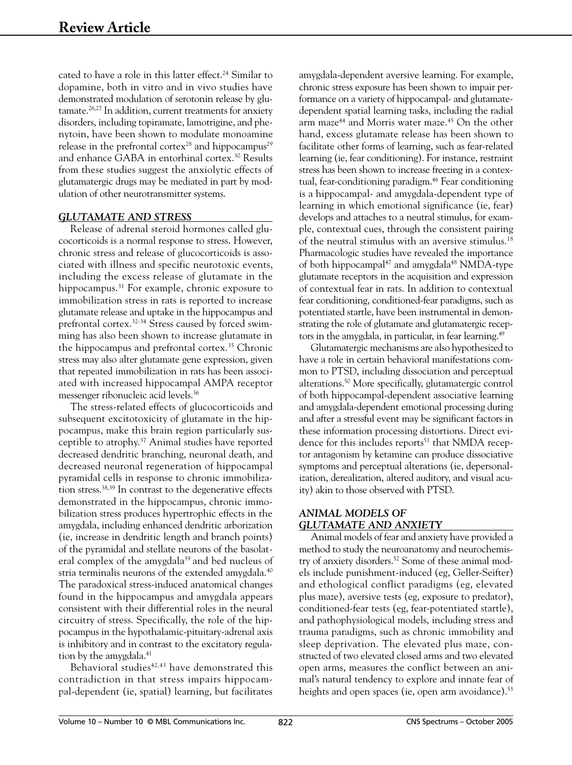cated to have a role in this latter effect.[24] Similar to dopamine, both in vitro and in vivo studies have demonstrated modulation of serotonin release by glutamate.[26,27] In addition, current treatments for anxiety disorders, including topiramate, lamotrigine, and phenytoin, have been shown to modulate monoamine release in the prefrontal cortex[28] and hippocampus[29] and enhance GABA in entorhinal cortex.[30] Results from these studies suggest the anxiolytic effects of glutamatergic drugs may be mediated in part by modulation of other neurotransmitter systems.

## *GLUTAMATE AND STRESS*

Release of adrenal steroid hormones called glucocorticoids is a normal response to stress. However, chronic stress and release of glucocorticoids is associated with illness and specific neurotoxic events, including the excess release of glutamate in the hippocampus.[31] For example, chronic exposure to immobilization stress in rats is reported to increase glutamate release and uptake in the hippocampus and prefrontal cortex.[32-34] Stress caused by forced swimming has also been shown to increase glutamate in the hippocampus and prefrontal cortex.[35] Chronic stress may also alter glutamate gene expression, given that repeated immobilization in rats has been associated with increased hippocampal AMPA receptor messenger ribonucleic acid levels.[36]

The stress-related effects of glucocorticoids and subsequent excitotoxicity of glutamate in the hippocampus, make this brain region particularly susceptible to atrophy.[37] Animal studies have reported decreased dendritic branching, neuronal death, and decreased neuronal regeneration of hippocampal pyramidal cells in response to chronic immobilization stress.[38,39] In contrast to the degenerative effects demonstrated in the hippocampus, chronic immobilization stress produces hypertrophic effects in the amygdala, including enhanced dendritic arborization (ie, increase in dendritic length and branch points) of the pyramidal and stellate neurons of the basolateral complex of the amygdala[39] and bed nucleus of stria terminalis neurons of the extended amygdala.[40] The paradoxical stress-induced anatomical changes found in the hippocampus and amygdala appears consistent with their differential roles in the neural circuitry of stress. Specifically, the role of the hippocampus in the hypothalamic-pituitary-adrenal axis is inhibitory and in contrast to the excitatory regulation by the amygdala.[41]

Behavioral studies[42,43] have demonstrated this contradiction in that stress impairs hippocampal-dependent (ie, spatial) learning, but facilitates amygdala-dependent aversive learning. For example, chronic stress exposure has been shown to impair performance on a variety of hippocampal- and glutamate-dependent spatial learning tasks, including the radial arm maze[44] and Morris water maze.[45] On the other hand, excess glutamate release has been shown to facilitate other forms of learning, such as fear-related learning (ie, fear conditioning). For instance, restraint stress has been shown to increase freezing in a contextual, fear-conditioning paradigm.[46] Fear conditioning is a hippocampal- and amygdala-dependent type of learning in which emotional significance (ie, fear) develops and attaches to a neutral stimulus, for example, contextual cues, through the consistent pairing of the neutral stimulus with an aversive stimulus.[18] Pharmacologic studies have revealed the importance of both hippocampal[47] and amygdala[48] NMDA-type glutamate receptors in the acquisition and expression of contextual fear in rats. In addition to contextual fear conditioning, conditioned-fear paradigms, such as potentiated startle, have been instrumental in demonstrating the role of glutamate and glutamatergic receptors in the amygdala, in particular, in fear learning.[49]

Glutamatergic mechanisms are also hypothesized to have a role in certain behavioral manifestations common to PTSD, including dissociation and perceptual alterations.[50] More specifically, glutamatergic control of both hippocampal-dependent associative learning and amygdala-dependent emotional processing during and after a stressful event may be significant factors in these information processing distortions. Direct evidence for this includes reports[51] that NMDA receptor antagonism by ketamine can produce dissociative symptoms and perceptual alterations (ie, depersonalization, derealization, altered auditory, and visual acuity) akin to those observed with PTSD.

## *ANIMAL MODELS OF GLUTAMATE AND ANXIETY*

Animal models of fear and anxiety have provided a method to study the neuroanatomy and neurochemistry of anxiety disorders.[52] Some of these animal models include punishment-induced (eg, Geller-Seifter) and ethological conflict paradigms (eg, elevated plus maze), aversive tests (eg, exposure to predator), conditioned-fear tests (eg, fear-potentiated startle), and pathophysiological models, including stress and trauma paradigms, such as chronic immobility and sleep deprivation. The elevated plus maze, constructed of two elevated closed arms and two elevated open arms, measures the conflict between an animal's natural tendency to explore and innate fear of heights and open spaces (ie, open arm avoidance).[53]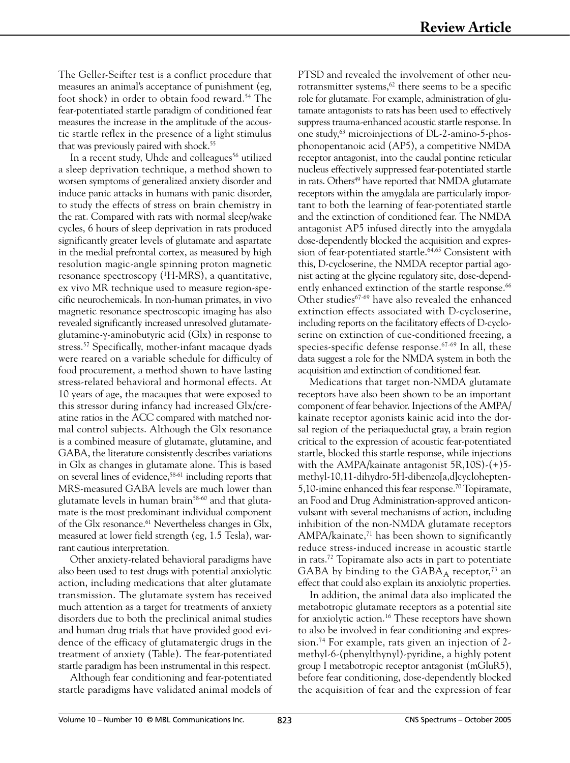The Geller-Seifter test is a conflict procedure that measures an animal's acceptance of punishment (eg, foot shock) in order to obtain food reward.[54] The fear-potentiated startle paradigm of conditioned fear measures the increase in the amplitude of the acoustic startle reflex in the presence of a light stimulus that was previously paired with shock.[55]

In a recent study, Uhde and colleagues[56] utilized a sleep deprivation technique, a method shown to worsen symptoms of generalized anxiety disorder and induce panic attacks in humans with panic disorder, to study the effects of stress on brain chemistry in the rat. Compared with rats with normal sleep/wake cycles, 6 hours of sleep deprivation in rats produced significantly greater levels of glutamate and aspartate in the medial prefrontal cortex, as measured by high resolution magic-angle spinning proton magnetic resonance spectroscopy ($^{1}$H-MRS), a quantitative, ex vivo MR technique used to measure region-specific neurochemicals. In non-human primates, in vivo magnetic resonance spectroscopic imaging has also revealed significantly increased unresolved glutamate-glutamine-γ-aminobutyric acid (Glx) in response to stress.[57] Specifically, mother-infant macaque dyads were reared on a variable schedule for difficulty of food procurement, a method shown to have lasting stress-related behavioral and hormonal effects. At 10 years of age, the macaques that were exposed to this stressor during infancy had increased Glx/creatine ratios in the ACC compared with matched normal control subjects. Although the Glx resonance is a combined measure of glutamate, glutamine, and GABA, the literature consistently describes variations in Glx as changes in glutamate alone. This is based on several lines of evidence,[58-61] including reports that MRS-measured GABA levels are much lower than glutamate levels in human brain[58-60] and that glutamate is the most predominant individual component of the Glx resonance.[61] Nevertheless changes in Glx, measured at lower field strength (eg, 1.5 Tesla), warrant cautious interpretation.

Other anxiety-related behavioral paradigms have also been used to test drugs with potential anxiolytic action, including medications that alter glutamate transmission. The glutamate system has received much attention as a target for treatments of anxiety disorders due to both the preclinical animal studies and human drug trials that have provided good evidence of the efficacy of glutamatergic drugs in the treatment of anxiety (Table). The fear-potentiated startle paradigm has been instrumental in this respect.

Although fear conditioning and fear-potentiated startle paradigms have validated animal models of PTSD and revealed the involvement of other neurotransmitter systems,[62] there seems to be a specific role for glutamate. For example, administration of glutamate antagonists to rats has been used to effectively suppress trauma-enhanced acoustic startle response. In one study,[63] microinjections of DL-2-amino-5-phosphonopentanoic acid (AP5), a competitive NMDA receptor antagonist, into the caudal pontine reticular nucleus effectively suppressed fear-potentiated startle in rats. Others[49] have reported that NMDA glutamate receptors within the amygdala are particularly important to both the learning of fear-potentiated startle and the extinction of conditioned fear. The NMDA antagonist AP5 infused directly into the amygdala dose-dependently blocked the acquisition and expression of fear-potentiated startle.[64,65] Consistent with this, D-cycloserine, the NMDA receptor partial agonist acting at the glycine regulatory site, dose-dependently enhanced extinction of the startle response.[66] Other studies[67-69] have also revealed the enhanced extinction effects associated with D-cycloserine, including reports on the facilitatory effects of D-cycloserine on extinction of cue-conditioned freezing, a species-specific defense response.[67-69] In all, these data suggest a role for the NMDA system in both the acquisition and extinction of conditioned fear.

Medications that target non-NMDA glutamate receptors have also been shown to be an important component of fear behavior. Injections of the AMPA/kainate receptor agonists kainic acid into the dorsal region of the periaqueductal gray, a brain region critical to the expression of acoustic fear-potentiated startle, blocked this startle response, while injections with the AMPA/kainate antagonist 5R,10S)-(+)5-methyl-10,11-dihydro-5H-dibenzo[a,d]cyclohepten-5,10-imine enhanced this fear response.[70] Topiramate, an Food and Drug Administration-approved anticonvulsant with several mechanisms of action, including inhibition of the non-NMDA glutamate receptors AMPA/kainate,[71] has been shown to significantly reduce stress-induced increase in acoustic startle in rats.[72] Topiramate also acts in part to potentiate GABA by binding to the $GABA_A$ receptor,[73] an effect that could also explain its anxiolytic properties.

In addition, the animal data also implicated the metabotropic glutamate receptors as a potential site for anxiolytic action.[16] These receptors have shown to also be involved in fear conditioning and expression.[74] For example, rats given an injection of 2-methyl-6-(phenylthynyl)-pyridine, a highly potent group I metabotropic receptor antagonist (mGluR5), before fear conditioning, dose-dependently blocked the acquisition of fear and the expression of fear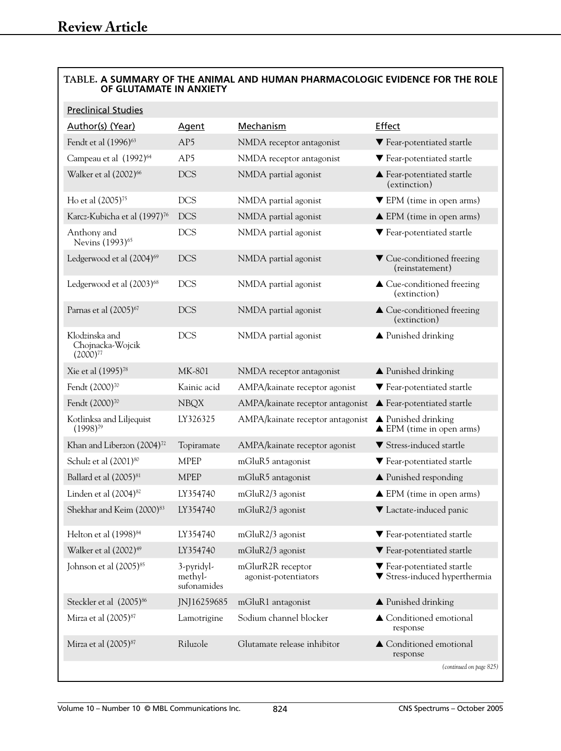**TABLE. A SUMMARY OF THE ANIMAL AND HUMAN PHARMACOLOGIC EVIDENCE FOR THE ROLE OF GLUTAMATE IN ANXIETY**

| Preclinical Studies | | | |
|---|---|---|---|
| **Author(s) (Year)** | **Agent** | **Mechanism** | **Effect** |
| Fendt et al (1996)[63] | AP5 | NMDA receptor antagonist | ▼ Fear-potentiated startle |
| Campeau et al (1992)[64] | AP5 | NMDA receptor antagonist | ▼ Fear-potentiated startle |
| Walker et al (2002)[66] | DCS | NMDA partial agonist | ▲ Fear-potentiated startle (extinction) |
| Ho et al (2005)[75] | DCS | NMDA partial agonist | ▼ EPM (time in open arms) |
| Karcz-Kubicha et al (1997)[76] | DCS | NMDA partial agonist | ▲ EPM (time in open arms) |
| Anthony and Nevins (1993)[65] | DCS | NMDA partial agonist | ▼ Fear-potentiated startle |
| Ledgerwood et al (2004)[69] | DCS | NMDA partial agonist | ▼ Cue-conditioned freezing (reinstatement) |
| Ledgerwood et al (2003)[68] | DCS | NMDA partial agonist | ▲ Cue-conditioned freezing (extinction) |
| Parnas et al (2005)[67] | DCS | NMDA partial agonist | ▲ Cue-conditioned freezing (extinction) |
| Klodzinska and Chojnacka-Wojcik (2000)[77] | DCS | NMDA partial agonist | ▲ Punished drinking |
| Xie et al (1995)[78] | MK-801 | NMDA receptor antagonist | ▲ Punished drinking |
| Fendt (2000)[70] | Kainic acid | AMPA/kainate receptor agonist | ▼ Fear-potentiated startle |
| Fendt (2000)[70] | NBQX | AMPA/kainate receptor antagonist | ▲ Fear-potentiated startle |
| Kotlinksa and Liljequist (1998)[79] | LY326325 | AMPA/kainate receptor antagonist | ▲ Punished drinking<br>▲ EPM (time in open arms) |
| Khan and Liberzon (2004)[72] | Topiramate | AMPA/kainate receptor agonist | ▼ Stress-induced startle |
| Schulz et al (2001)[80] | MPEP | mGluR5 antagonist | ▼ Fear-potentiated startle |
| Ballard et al (2005)[81] | MPEP | mGluR5 antagonist | ▲ Punished responding |
| Linden et al (2004)[82] | LY354740 | mGluR2/3 agonist | ▲ EPM (time in open arms) |
| Shekhar and Keim (2000)[83] | LY354740 | mGluR2/3 agonist | ▼ Lactate-induced panic |
| Helton et al (1998)[84] | LY354740 | mGluR2/3 agonist | ▼ Fear-potentiated startle |
| Walker et al (2002)[49] | LY354740 | mGluR2/3 agonist | ▼ Fear-potentiated startle |
| Johnson et al (2005)[85] | 3-pyridyl-methyl-sufonamides | mGlurR2R receptor agonist-potentiators | ▼ Fear-potentiated startle<br>▼ Stress-induced hyperthermia |
| Steckler et al (2005)[86] | JNJ16259685 | mGluR1 antagonist | ▲ Punished drinking |
| Mirza et al (2005)[87] | Lamotrigine | Sodium channel blocker | ▲ Conditioned emotional response |
| Mirza et al (2005)[87] | Riluzole | Glutamate release inhibitor | ▲ Conditioned emotional response |

*(continued on page 825)*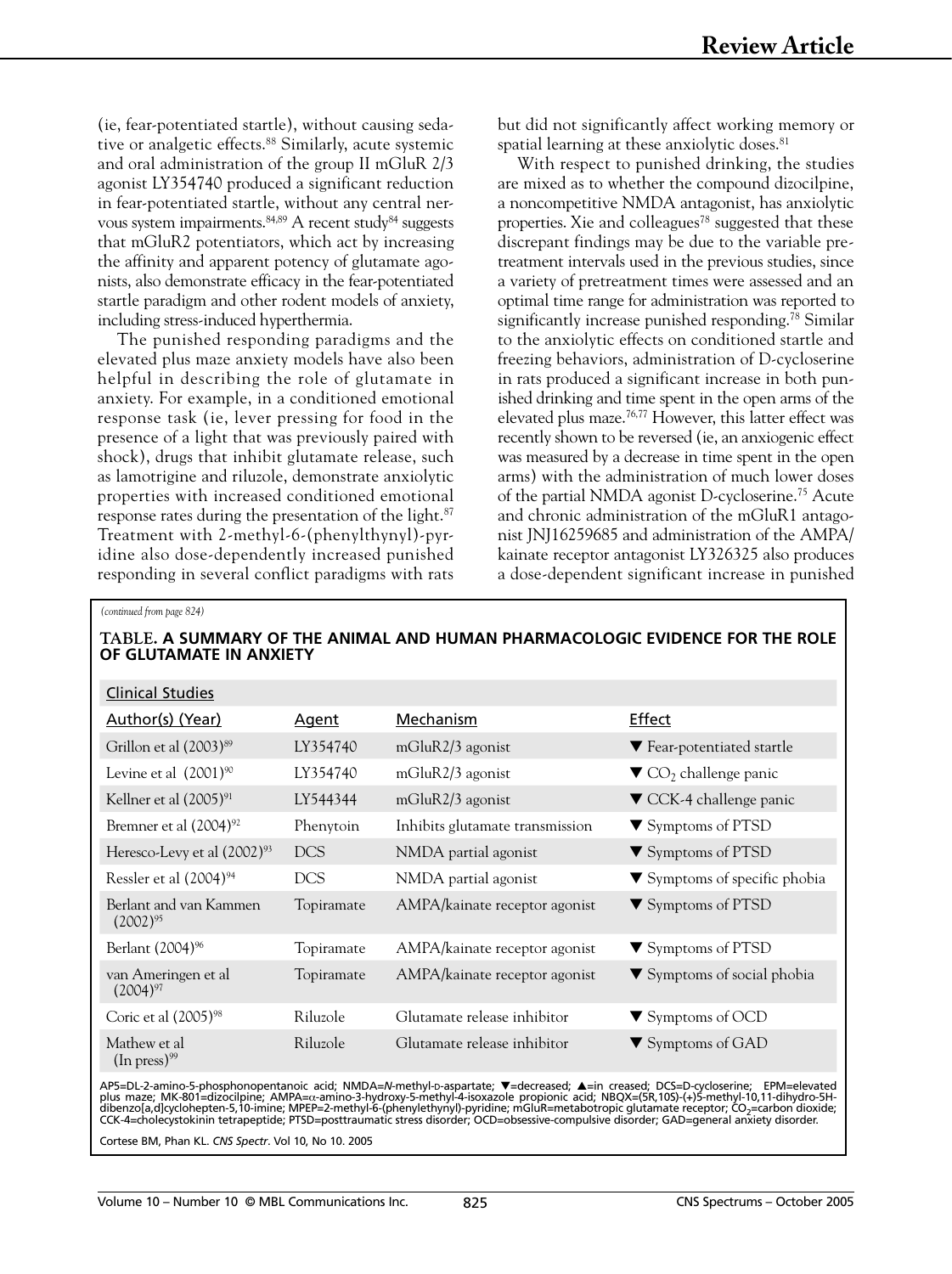(ie, fear-potentiated startle), without causing sedative or analgetic effects.[88] Similarly, acute systemic and oral administration of the group II mGluR 2/3 agonist LY354740 produced a significant reduction in fear-potentiated startle, without any central nervous system impairments.[84,89] A recent study[84] suggests that mGluR2 potentiators, which act by increasing the affinity and apparent potency of glutamate agonists, also demonstrate efficacy in the fear-potentiated startle paradigm and other rodent models of anxiety, including stress-induced hyperthermia.

The punished responding paradigms and the elevated plus maze anxiety models have also been helpful in describing the role of glutamate in anxiety. For example, in a conditioned emotional response task (ie, lever pressing for food in the presence of a light that was previously paired with shock), drugs that inhibit glutamate release, such as lamotrigine and riluzole, demonstrate anxiolytic properties with increased conditioned emotional response rates during the presentation of the light.[87] Treatment with 2-methyl-6-(phenylthynyl)-pyridine also dose-dependently increased punished responding in several conflict paradigms with rats but did not significantly affect working memory or spatial learning at these anxiolytic doses.[81]

With respect to punished drinking, the studies are mixed as to whether the compound dizocilpine, a noncompetitive NMDA antagonist, has anxiolytic properties. Xie and colleagues[78] suggested that these discrepant findings may be due to the variable pretreatment intervals used in the previous studies, since a variety of pretreatment times were assessed and an optimal time range for administration was reported to significantly increase punished responding.[78] Similar to the anxiolytic effects on conditioned startle and freezing behaviors, administration of D-cycloserine in rats produced a significant increase in both punished drinking and time spent in the open arms of the elevated plus maze.[76,77] However, this latter effect was recently shown to be reversed (ie, an anxiogenic effect was measured by a decrease in time spent in the open arms) with the administration of much lower doses of the partial NMDA agonist D-cycloserine.[75] Acute and chronic administration of the mGluR1 antagonist JNJ16259685 and administration of the AMPA/kainate receptor antagonist LY326325 also produces a dose-dependent significant increase in punished

*(continued from page 824)*

**TABLE. A SUMMARY OF THE ANIMAL AND HUMAN PHARMACOLOGIC EVIDENCE FOR THE ROLE OF GLUTAMATE IN ANXIETY**

| Clinical Studies | | | |
|---|---|---|---|
| Author(s) (Year) | Agent | Mechanism | Effect |
| Grillon et al (2003)[89] | LY354740 | mGluR2/3 agonist | ▼ Fear-potentiated startle |
| Levine et al (2001)[90] | LY354740 | mGluR2/3 agonist | ▼ $CO_2$ challenge panic |
| Kellner et al (2005)[91] | LY544344 | mGluR2/3 agonist | ▼ CCK-4 challenge panic |
| Bremner et al (2004)[92] | Phenytoin | Inhibits glutamate transmission | ▼ Symptoms of PTSD |
| Heresco-Levy et al (2002)[93] | DCS | NMDA partial agonist | ▼ Symptoms of PTSD |
| Ressler et al (2004)[94] | DCS | NMDA partial agonist | ▼ Symptoms of specific phobia |
| Berlant and van Kammen (2002)[95] | Topiramate | AMPA/kainate receptor agonist | ▼ Symptoms of PTSD |
| Berlant (2004)[96] | Topiramate | AMPA/kainate receptor agonist | ▼ Symptoms of PTSD |
| van Ameringen et al (2004)[97] | Topiramate | AMPA/kainate receptor agonist | ▼ Symptoms of social phobia |
| Coric et al (2005)[98] | Riluzole | Glutamate release inhibitor | ▼ Symptoms of OCD |
| Mathew et al (In press)[99] | Riluzole | Glutamate release inhibitor | ▼ Symptoms of GAD |

AP5=DL-2-amino-5-phosphonopentanoic acid; NMDA=*N*-methyl-D-aspartate; ▼=decreased; ▲=in creased; DCS=D-cycloserine; EPM=elevated plus maze; MK-801=dizocilpine; AMPA=α-amino-3-hydroxy-5-methyl-4-isoxazole propionic acid; NBQX=(5R,10S)-(+)5-methyl-10,11-dihydro-5H-dibenzo[a,d]cyclohepten-5,10-imine; MPEP=2-methyl-6-(phenylethynyl)-pyridine; mGluR=metabotropic glutamate receptor; $CO_2$=carbon dioxide; CCK-4=cholecystokinin tetrapeptide; PTSD=posttraumatic stress disorder; OCD=obsessive-compulsive disorder; GAD=general anxiety disorder.

Cortese BM, Phan KL. *CNS Spectr*. Vol 10, No 10. 2005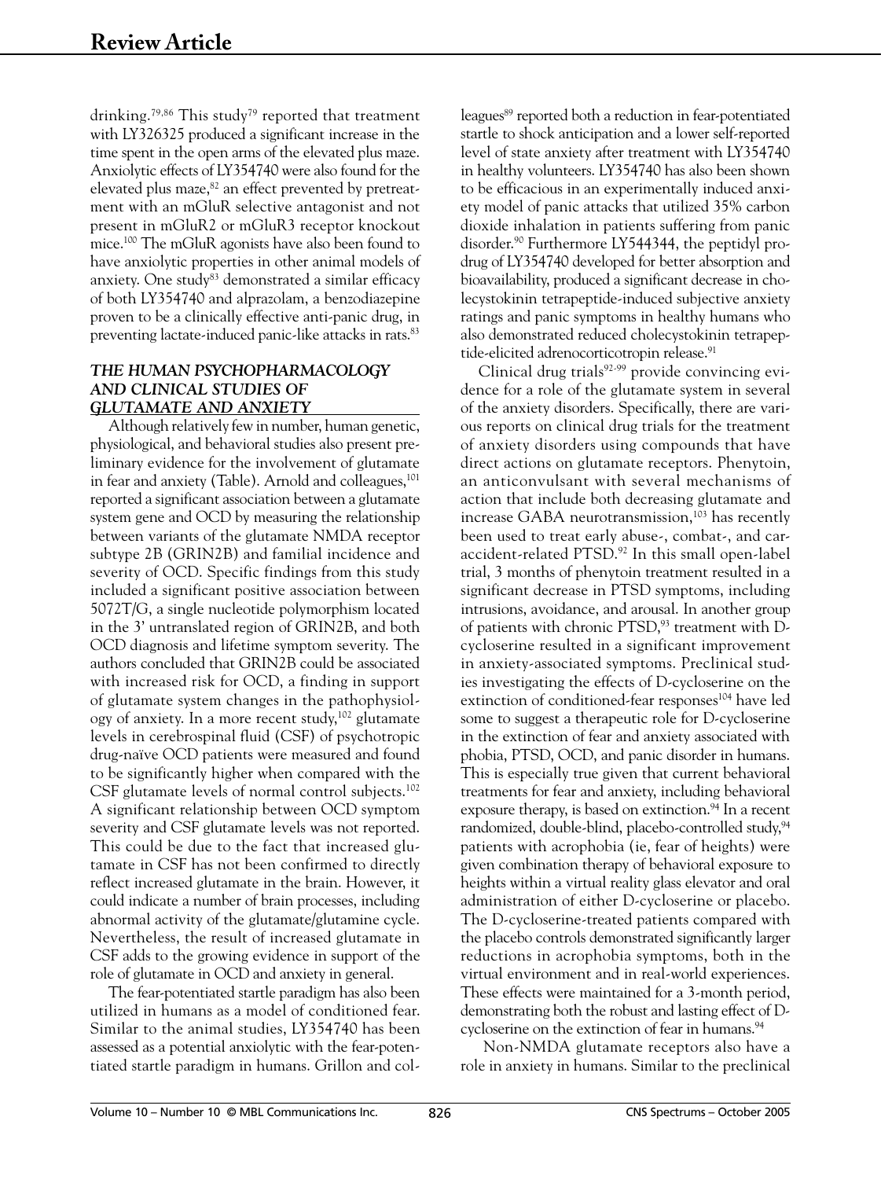drinking.[79,86] This study[79] reported that treatment with LY326325 produced a significant increase in the time spent in the open arms of the elevated plus maze. Anxiolytic effects of LY354740 were also found for the elevated plus maze,[82] an effect prevented by pretreatment with an mGluR selective antagonist and not present in mGluR2 or mGluR3 receptor knockout mice.[100] The mGluR agonists have also been found to have anxiolytic properties in other animal models of anxiety. One study[83] demonstrated a similar efficacy of both LY354740 and alprazolam, a benzodiazepine proven to be a clinically effective anti-panic drug, in preventing lactate-induced panic-like attacks in rats.[83]

## THE HUMAN PSYCHOPHARMACOLOGY AND CLINICAL STUDIES OF GLUTAMATE AND ANXIETY

Although relatively few in number, human genetic, physiological, and behavioral studies also present preliminary evidence for the involvement of glutamate in fear and anxiety (Table). Arnold and colleagues,[101] reported a significant association between a glutamate system gene and OCD by measuring the relationship between variants of the glutamate NMDA receptor subtype 2B (GRIN2B) and familial incidence and severity of OCD. Specific findings from this study included a significant positive association between 5072T/G, a single nucleotide polymorphism located in the 3' untranslated region of GRIN2B, and both OCD diagnosis and lifetime symptom severity. The authors concluded that GRIN2B could be associated with increased risk for OCD, a finding in support of glutamate system changes in the pathophysiology of anxiety. In a more recent study,[102] glutamate levels in cerebrospinal fluid (CSF) of psychotropic drug-naïve OCD patients were measured and found to be significantly higher when compared with the CSF glutamate levels of normal control subjects.[102] A significant relationship between OCD symptom severity and CSF glutamate levels was not reported. This could be due to the fact that increased glutamate in CSF has not been confirmed to directly reflect increased glutamate in the brain. However, it could indicate a number of brain processes, including abnormal activity of the glutamate/glutamine cycle. Nevertheless, the result of increased glutamate in CSF adds to the growing evidence in support of the role of glutamate in OCD and anxiety in general.

The fear-potentiated startle paradigm has also been utilized in humans as a model of conditioned fear. Similar to the animal studies, LY354740 has been assessed as a potential anxiolytic with the fear-potentiated startle paradigm in humans. Grillon and colleagues[89] reported both a reduction in fear-potentiated startle to shock anticipation and a lower self-reported level of state anxiety after treatment with LY354740 in healthy volunteers. LY354740 has also been shown to be efficacious in an experimentally induced anxiety model of panic attacks that utilized 35% carbon dioxide inhalation in patients suffering from panic disorder.[90] Furthermore LY544344, the peptidyl prodrug of LY354740 developed for better absorption and bioavailability, produced a significant decrease in cholecystokinin tetrapeptide-induced subjective anxiety ratings and panic symptoms in healthy humans who also demonstrated reduced cholecystokinin tetrapeptide-elicited adrenocorticotropin release.[91]

Clinical drug trials[92-99] provide convincing evidence for a role of the glutamate system in several of the anxiety disorders. Specifically, there are various reports on clinical drug trials for the treatment of anxiety disorders using compounds that have direct actions on glutamate receptors. Phenytoin, an anticonvulsant with several mechanisms of action that include both decreasing glutamate and increase GABA neurotransmission,[103] has recently been used to treat early abuse-, combat-, and car-accident-related PTSD.[92] In this small open-label trial, 3 months of phenytoin treatment resulted in a significant decrease in PTSD symptoms, including intrusions, avoidance, and arousal. In another group of patients with chronic PTSD,[93] treatment with D-cycloserine resulted in a significant improvement in anxiety-associated symptoms. Preclinical studies investigating the effects of D-cycloserine on the extinction of conditioned-fear responses[104] have led some to suggest a therapeutic role for D-cycloserine in the extinction of fear and anxiety associated with phobia, PTSD, OCD, and panic disorder in humans. This is especially true given that current behavioral treatments for fear and anxiety, including behavioral exposure therapy, is based on extinction.[94] In a recent randomized, double-blind, placebo-controlled study,[94] patients with acrophobia (ie, fear of heights) were given combination therapy of behavioral exposure to heights within a virtual reality glass elevator and oral administration of either D-cycloserine or placebo. The D-cycloserine-treated patients compared with the placebo controls demonstrated significantly larger reductions in acrophobia symptoms, both in the virtual environment and in real-world experiences. These effects were maintained for a 3-month period, demonstrating both the robust and lasting effect of D-cycloserine on the extinction of fear in humans.[94]

Non-NMDA glutamate receptors also have a role in anxiety in humans. Similar to the preclinical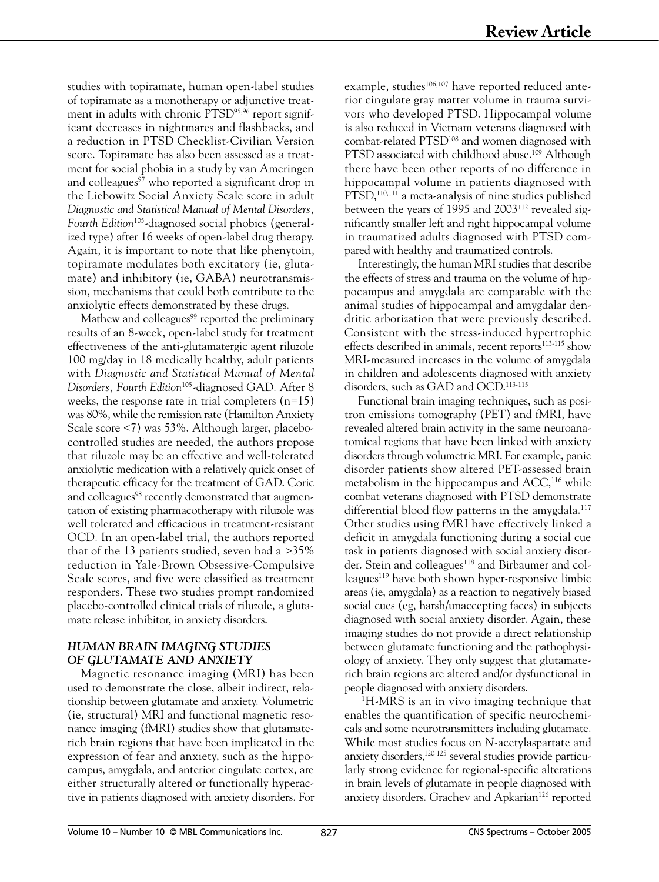studies with topiramate, human open-label studies of topiramate as a monotherapy or adjunctive treatment in adults with chronic PTSD[95,96] report significant decreases in nightmares and flashbacks, and a reduction in PTSD Checklist-Civilian Version score. Topiramate has also been assessed as a treatment for social phobia in a study by van Ameringen and colleagues[97] who reported a significant drop in the Liebowitz Social Anxiety Scale score in adult *Diagnostic and Statistical Manual of Mental Disorders, Fourth Edition*[105]-diagnosed social phobics (generalized type) after 16 weeks of open-label drug therapy. Again, it is important to note that like phenytoin, topiramate modulates both excitatory (ie, glutamate) and inhibitory (ie, GABA) neurotransmission, mechanisms that could both contribute to the anxiolytic effects demonstrated by these drugs.

Mathew and colleagues[99] reported the preliminary results of an 8-week, open-label study for treatment effectiveness of the anti-glutamatergic agent riluzole 100 mg/day in 18 medically healthy, adult patients with *Diagnostic and Statistical Manual of Mental Disorders, Fourth Edition*[105]-diagnosed GAD. After 8 weeks, the response rate in trial completers (n=15) was 80%, while the remission rate (Hamilton Anxiety Scale score <7) was 53%. Although larger, placebo-controlled studies are needed, the authors propose that riluzole may be an effective and well-tolerated anxiolytic medication with a relatively quick onset of therapeutic efficacy for the treatment of GAD. Coric and colleagues[98] recently demonstrated that augmentation of existing pharmacotherapy with riluzole was well tolerated and efficacious in treatment-resistant OCD. In an open-label trial, the authors reported that of the 13 patients studied, seven had a >35% reduction in Yale-Brown Obsessive-Compulsive Scale scores, and five were classified as treatment responders. These two studies prompt randomized placebo-controlled clinical trials of riluzole, a glutamate release inhibitor, in anxiety disorders.

## HUMAN BRAIN IMAGING STUDIES OF GLUTAMATE AND ANXIETY

Magnetic resonance imaging (MRI) has been used to demonstrate the close, albeit indirect, relationship between glutamate and anxiety. Volumetric (ie, structural) MRI and functional magnetic resonance imaging (fMRI) studies show that glutamate-rich brain regions that have been implicated in the expression of fear and anxiety, such as the hippocampus, amygdala, and anterior cingulate cortex, are either structurally altered or functionally hyperactive in patients diagnosed with anxiety disorders. For example, studies[106,107] have reported reduced anterior cingulate gray matter volume in trauma survivors who developed PTSD. Hippocampal volume is also reduced in Vietnam veterans diagnosed with combat-related PTSD[108] and women diagnosed with PTSD associated with childhood abuse.[109] Although there have been other reports of no difference in hippocampal volume in patients diagnosed with PTSD,[110,111] a meta-analysis of nine studies published between the years of 1995 and 2003[112] revealed significantly smaller left and right hippocampal volume in traumatized adults diagnosed with PTSD compared with healthy and traumatized controls.

Interestingly, the human MRI studies that describe the effects of stress and trauma on the volume of hippocampus and amygdala are comparable with the animal studies of hippocampal and amygdalar dendritic arborization that were previously described. Consistent with the stress-induced hypertrophic effects described in animals, recent reports[113-115] show MRI-measured increases in the volume of amygdala in children and adolescents diagnosed with anxiety disorders, such as GAD and OCD.[113-115]

Functional brain imaging techniques, such as positron emissions tomography (PET) and fMRI, have revealed altered brain activity in the same neuroanatomical regions that have been linked with anxiety disorders through volumetric MRI. For example, panic disorder patients show altered PET-assessed brain metabolism in the hippocampus and ACC,[116] while combat veterans diagnosed with PTSD demonstrate differential blood flow patterns in the amygdala.[117] Other studies using fMRI have effectively linked a deficit in amygdala functioning during a social cue task in patients diagnosed with social anxiety disorder. Stein and colleagues[118] and Birbaumer and colleagues[119] have both shown hyper-responsive limbic areas (ie, amygdala) as a reaction to negatively biased social cues (eg, harsh/unaccepting faces) in subjects diagnosed with social anxiety disorder. Again, these imaging studies do not provide a direct relationship between glutamate functioning and the pathophysiology of anxiety. They only suggest that glutamate-rich brain regions are altered and/or dysfunctional in people diagnosed with anxiety disorders.

$^{1}$H-MRS is an in vivo imaging technique that enables the quantification of specific neurochemicals and some neurotransmitters including glutamate. While most studies focus on *N*-acetylaspartate and anxiety disorders,[120-125] several studies provide particularly strong evidence for regional-specific alterations in brain levels of glutamate in people diagnosed with anxiety disorders. Grachev and Apkarian[126] reported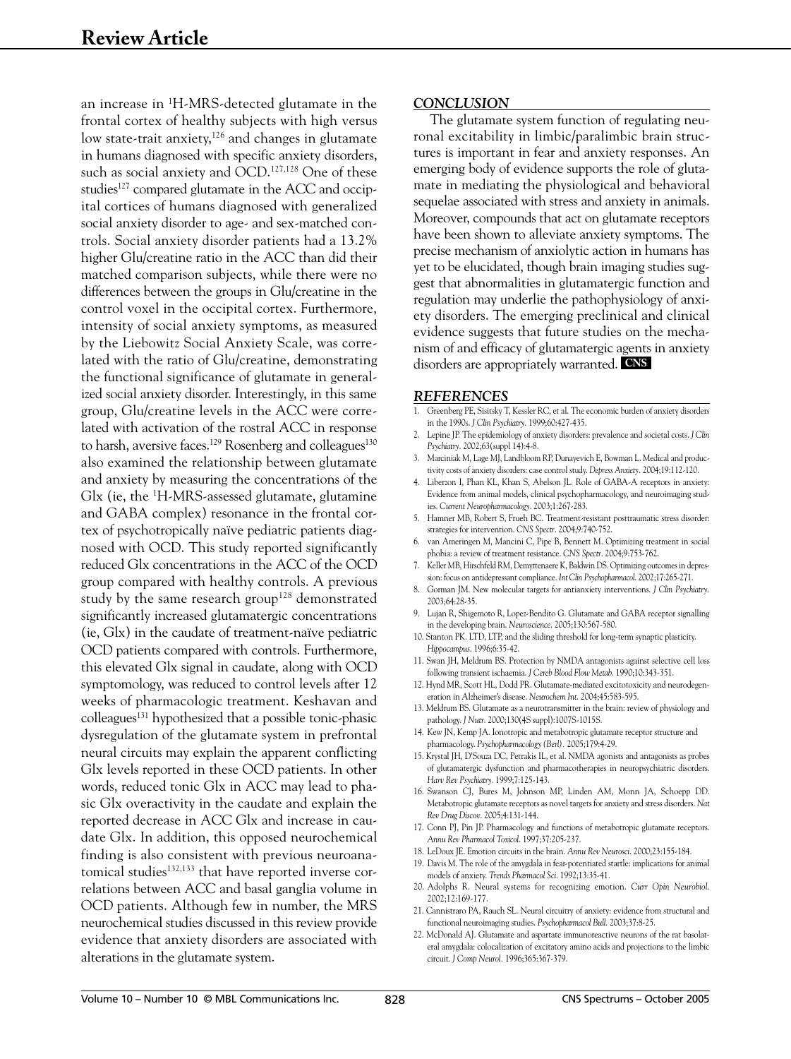an increase in $^1$H-MRS-detected glutamate in the frontal cortex of healthy subjects with high versus low state-trait anxiety,[126] and changes in glutamate in humans diagnosed with specific anxiety disorders, such as social anxiety and OCD.[127,128] One of these studies[127] compared glutamate in the ACC and occipital cortices of humans diagnosed with generalized social anxiety disorder to age- and sex-matched controls. Social anxiety disorder patients had a 13.2% higher Glu/creatine ratio in the ACC than did their matched comparison subjects, while there were no differences between the groups in Glu/creatine in the control voxel in the occipital cortex. Furthermore, intensity of social anxiety symptoms, as measured by the Liebowitz Social Anxiety Scale, was correlated with the ratio of Glu/creatine, demonstrating the functional significance of glutamate in generalized social anxiety disorder. Interestingly, in this same group, Glu/creatine levels in the ACC were correlated with activation of the rostral ACC in response to harsh, aversive faces.[129] Rosenberg and colleagues[130] also examined the relationship between glutamate and anxiety by measuring the concentrations of the Glx (ie, the $^1$H-MRS-assessed glutamate, glutamine and GABA complex) resonance in the frontal cortex of psychotropically naïve pediatric patients diagnosed with OCD. This study reported significantly reduced Glx concentrations in the ACC of the OCD group compared with healthy controls. A previous study by the same research group[128] demonstrated significantly increased glutamatergic concentrations (ie, Glx) in the caudate of treatment-naïve pediatric OCD patients compared with controls. Furthermore, this elevated Glx signal in caudate, along with OCD symptomology, was reduced to control levels after 12 weeks of pharmacologic treatment. Keshavan and colleagues[131] hypothesized that a possible tonic-phasic dysregulation of the glutamate system in prefrontal neural circuits may explain the apparent conflicting Glx levels reported in these OCD patients. In other words, reduced tonic Glx in ACC may lead to phasic Glx overactivity in the caudate and explain the reported decrease in ACC Glx and increase in caudate Glx. In addition, this opposed neurochemical finding is also consistent with previous neuroanatomical studies[132,133] that have reported inverse correlations between ACC and basal ganglia volume in OCD patients. Although few in number, the MRS neurochemical studies discussed in this review provide evidence that anxiety disorders are associated with alterations in the glutamate system.

## *CONCLUSION*

The glutamate system function of regulating neuronal excitability in limbic/paralimbic brain structures is important in fear and anxiety responses. An emerging body of evidence supports the role of glutamate in mediating the physiological and behavioral sequelae associated with stress and anxiety in animals. Moreover, compounds that act on glutamate receptors have been shown to alleviate anxiety symptoms. The precise mechanism of anxiolytic action in humans has yet to be elucidated, though brain imaging studies suggest that abnormalities in glutamatergic function and regulation may underlie the pathophysiology of anxiety disorders. The emerging preclinical and clinical evidence suggests that future studies on the mechanism of and efficacy of glutamatergic agents in anxiety disorders are appropriately warranted. **CNS**

## *REFERENCES*

1. Greenberg PE, Sisitsky T, Kessler RC, et al. The economic burden of anxiety disorders in the 1990s. *J Clin Psychiatry*. 1999;60:427-435.
2. Lepine JP. The epidemiology of anxiety disorders: prevalence and societal costs. *J Clin Psychiatry*. 2002;63(suppl 14):4-8.
3. Marciniak M, Lage MJ, Landbloom RP, Dunayevich E, Bowman L. Medical and productivity costs of anxiety disorders: case control study. *Depress Anxiety*. 2004;19:112-120.
4. Liberzon I, Phan KL, Khan S, Abelson JL. Role of GABA-A receptors in anxiety: Evidence from animal models, clinical psychopharmacology, and neuroimaging studies. *Current Neuropharmacology*. 2003;1:267-283.
5. Hamner MB, Robert S, Frueh BC. Treatment-resistant posttraumatic stress disorder: strategies for intervention. *CNS Spectr*. 2004;9:740-752.
6. van Ameringen M, Mancini C, Pipe B, Bennett M. Optimizing treatment in social phobia: a review of treatment resistance. *CNS Spectr*. 2004;9:753-762.
7. Keller MB, Hirschfeld RM, Demyttenaere K, Baldwin DS. Optimizing outcomes in depression: focus on antidepressant compliance. *Int Clin Psychopharmacol*. 2002;17:265-271.
8. Gorman JM. New molecular targets for antianxiety interventions. *J Clin Psychiatry*. 2003;64:28-35.
9. Lujan R, Shigemoto R, Lopez-Bendito G. Glutamate and GABA receptor signalling in the developing brain. *Neuroscience*. 2005;130:567-580.
10. Stanton PK. LTD, LTP, and the sliding threshold for long-term synaptic plasticity. *Hippocampus*. 1996;6:35-42.
11. Swan JH, Meldrum BS. Protection by NMDA antagonists against selective cell loss following transient ischaemia. *J Cereb Blood Flow Metab*. 1990;10:343-351.
12. Hynd MR, Scott HL, Dodd PR. Glutamate-mediated excitotoxicity and neurodegeneration in Alzheimer's disease. *Neurochem Int*. 2004;45:583-595.
13. Meldrum BS. Glutamate as a neurotransmitter in the brain: review of physiology and pathology. *J Nutr*. 2000;130(4S suppl):1007S-1015S.
14. Kew JN, Kemp JA. Ionotropic and metabotropic glutamate receptor structure and pharmacology. *Psychopharmacology (Berl)*. 2005;179:4-29.
15. Krystal JH, D'Souza DC, Petrakis IL, et al. NMDA agonists and antagonists as probes of glutamatergic dysfunction and pharmacotherapies in neuropsychiatric disorders. *Harv Rev Psychiatry*. 1999;7:125-143.
16. Swanson CJ, Bures M, Johnson MP, Linden AM, Monn JA, Schoepp DD. Metabotropic glutamate receptors as novel targets for anxiety and stress disorders. *Nat Rev Drug Discov*. 2005;4:131-144.
17. Conn PJ, Pin JP. Pharmacology and functions of metabotropic glutamate receptors. *Annu Rev Pharmacol Toxicol*. 1997;37:205-237.
18. LeDoux JE. Emotion circuits in the brain. *Annu Rev Neurosci*. 2000;23:155-184.
19. Davis M. The role of the amygdala in fear-potentiated startle: implications for animal models of anxiety. *Trends Pharmacol Sci*. 1992;13:35-41.
20. Adolphs R. Neural systems for recognizing emotion. *Curr Opin Neurobiol*. 2002;12:169-177.
21. Cannistraro PA, Rauch SL. Neural circuitry of anxiety: evidence from structural and functional neuroimaging studies. *Psychopharmacol Bull*. 2003;37:8-25.
22. McDonald AJ. Glutamate and aspartate immunoreactive neurons of the rat basolateral amygdala: colocalization of excitatory amino acids and projections to the limbic circuit. *J Comp Neurol*. 1996;365:367-379.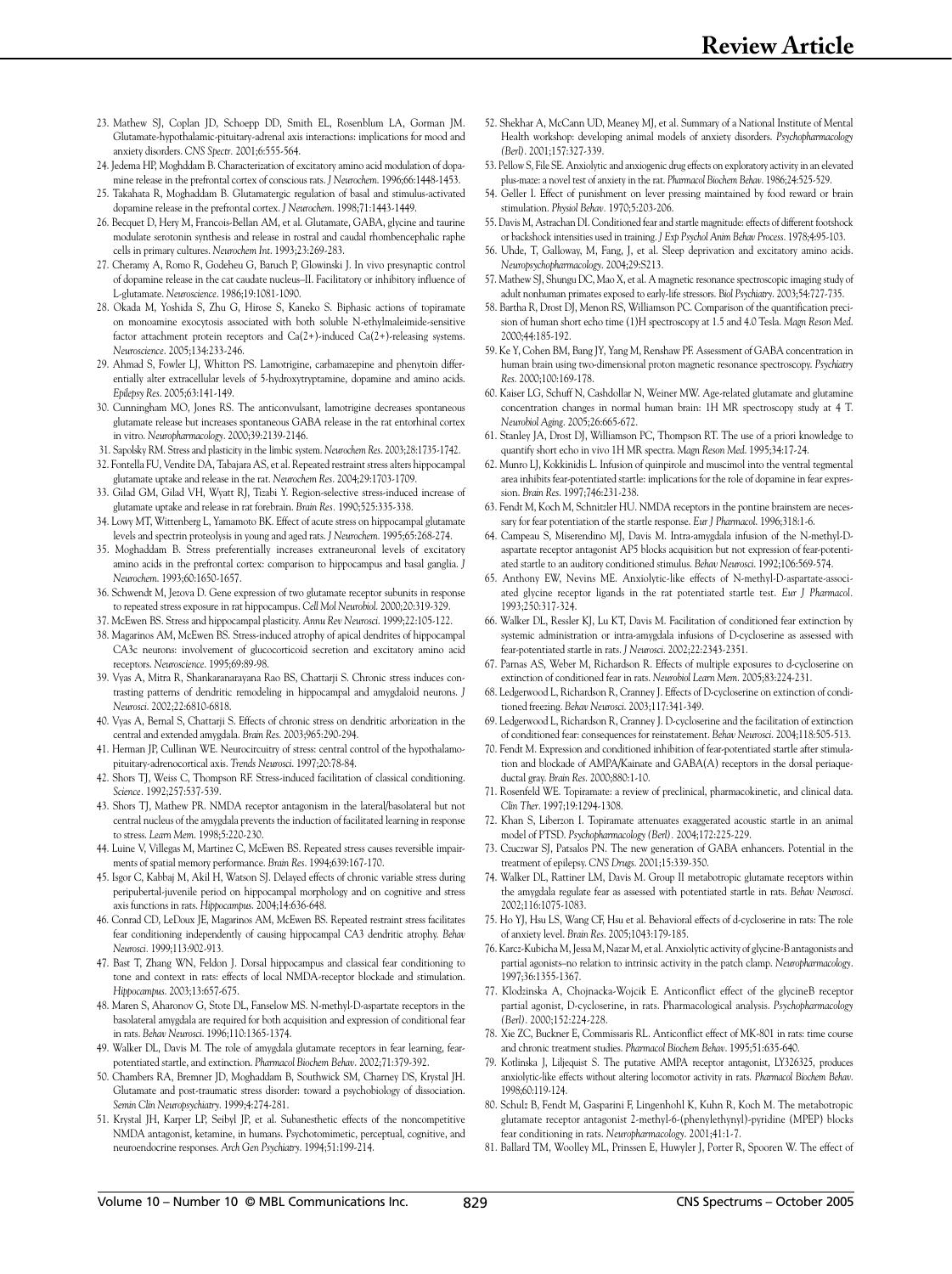23. Mathew SJ, Coplan JD, Schoepp DD, Smith EL, Rosenblum LA, Gorman JM. Glutamate-hypothalamic-pituitary-adrenal axis interactions: implications for mood and anxiety disorders. *CNS Spectr.* 2001;6:555-564.
24. Jedema HP, Moghddam B. Characterization of excitatory amino acid modulation of dopamine release in the prefrontal cortex of conscious rats. *J Neurochem*. 1996;66:1448-1453.
25. Takahata R, Moghaddam B. Glutamatergic regulation of basal and stimulus-activated dopamine release in the prefrontal cortex. *J Neurochem*. 1998;71:1443-1449.
26. Becquet D, Hery M, Francois-Bellan AM, et al. Glutamate, GABA, glycine and taurine modulate serotonin synthesis and release in rostral and caudal rhombencephalic raphe cells in primary cultures. *Neurochem Int*. 1993;23:269-283.
27. Cheramy A, Romo R, Godeheu G, Baruch P, Glowinski J. In vivo presynaptic control of dopamine release in the cat caudate nucleus--II. Facilitatory or inhibitory influence of L-glutamate. *Neuroscience*. 1986;19:1081-1090.
28. Okada M, Yoshida S, Zhu G, Hirose S, Kaneko S. Biphasic actions of topiramate on monoamine exocytosis associated with both soluble N-ethylmaleimide-sensitive factor attachment protein receptors and Ca(2+)-induced Ca(2+)-releasing systems. *Neuroscience*. 2005;134:233-246.
29. Ahmad S, Fowler LJ, Whitton PS. Lamotrigine, carbamazepine and phenytoin differentially alter extracellular levels of 5-hydroxytryptamine, dopamine and amino acids. *Epilepsy Res*. 2005;63:141-149.
30. Cunningham MO, Jones RS. The anticonvulsant, lamotrigine decreases spontaneous glutamate release but increases spontaneous GABA release in the rat entorhinal cortex in vitro. *Neuropharmacology*. 2000;39:2139-2146.
31. Sapolsky RM. Stress and plasticity in the limbic system. *Neurochem Res*. 2003;28:1735-1742.
32. Fontella FU, Vendite DA, Tabajara AS, et al. Repeated restraint stress alters hippocampal glutamate uptake and release in the rat. *Neurochem Res*. 2004;29:1703-1709.
33. Gilad GM, Gilad VH, Wyatt RJ, Tizabi Y. Region-selective stress-induced increase of glutamate uptake and release in rat forebrain. *Brain Res*. 1990;525:335-338.
34. Lowy MT, Wittenberg L, Yamamoto BK. Effect of acute stress on hippocampal glutamate levels and spectrin proteolysis in young and aged rats. *J Neurochem*. 1995;65:268-274.
35. Moghaddam B. Stress preferentially increases extraneuronal levels of excitatory amino acids in the prefrontal cortex: comparison to hippocampus and basal ganglia. *J Neurochem*. 1993;60:1650-1657.
36. Schwendt M, Jezova D. Gene expression of two glutamate receptor subunits in response to repeated stress exposure in rat hippocampus. *Cell Mol Neurobiol*. 2000;20:319-329.
37. McEwen BS. Stress and hippocampal plasticity. *Annu Rev Neurosci*. 1999;22:105-122.
38. Magarinos AM, McEwen BS. Stress-induced atrophy of apical dendrites of hippocampal CA3c neurons: involvement of glucocorticoid secretion and excitatory amino acid receptors. *Neuroscience*. 1995;69:89-98.
39. Vyas A, Mitra R, Shankaranarayana Rao BS, Chattarji S. Chronic stress induces contrasting patterns of dendritic remodeling in hippocampal and amygdaloid neurons. *J Neurosci*. 2002;22:6810-6818.
40. Vyas A, Bernal S, Chattarji S. Effects of chronic stress on dendritic arborization in the central and extended amygdala. *Brain Res*. 2003;965:290-294.
41. Herman JP, Cullinan WE. Neurocircuitry of stress: central control of the hypothalamo-pituitary-adrenocortical axis. *Trends Neurosci*. 1997;20:78-84.
42. Shors TJ, Weiss C, Thompson RF. Stress-induced facilitation of classical conditioning. *Science*. 1992;257:537-539.
43. Shors TJ, Mathew PR. NMDA receptor antagonism in the lateral/basolateral but not central nucleus of the amygdala prevents the induction of facilitated learning in response to stress. *Learn Mem*. 1998;5:220-230.
44. Luine V, Villegas M, Martinez C, McEwen BS. Repeated stress causes reversible impairments of spatial memory performance. *Brain Res*. 1994;639:167-170.
45. Isgor C, Kabbaj M, Akil H, Watson SJ. Delayed effects of chronic variable stress during peripubertal-juvenile period on hippocampal morphology and on cognitive and stress axis functions in rats. *Hippocampus*. 2004;14:636-648.
46. Conrad CD, LeDoux JE, Magarinos AM, McEwen BS. Repeated restraint stress facilitates fear conditioning independently of causing hippocampal CA3 dendritic atrophy. *Behav Neurosci*. 1999;113:902-913.
47. Bast T, Zhang WN, Feldon J. Dorsal hippocampus and classical fear conditioning to tone and context in rats: effects of local NMDA-receptor blockade and stimulation. *Hippocampus*. 2003;13:657-675.
48. Maren S, Aharonov G, Stote DL, Fanselow MS. N-methyl-D-aspartate receptors in the basolateral amygdala are required for both acquisition and expression of conditional fear in rats. *Behav Neurosci*. 1996;110:1365-1374.
49. Walker DL, Davis M. The role of amygdala glutamate receptors in fear learning, fear-potentiated startle, and extinction. *Pharmacol Biochem Behav*. 2002;71:379-392.
50. Chambers RA, Bremner JD, Moghaddam B, Southwick SM, Charney DS, Krystal JH. Glutamate and post-traumatic stress disorder: toward a psychobiology of dissociation. *Semin Clin Neuropsychiatry*. 1999;4:274-281.
51. Krystal JH, Karper LP, Seibyl JP, et al. Subanesthetic effects of the noncompetitive NMDA antagonist, ketamine, in humans. Psychotomimetic, perceptual, cognitive, and neuroendocrine responses. *Arch Gen Psychiatry*. 1994;51:199-214.
52. Shekhar A, McCann UD, Meaney MJ, et al. Summary of a National Institute of Mental Health workshop: developing animal models of anxiety disorders. *Psychopharmacology (Berl)*. 2001;157:327-339.
53. Pellow S, File SE. Anxiolytic and anxiogenic drug effects on exploratory activity in an elevated plus-maze: a novel test of anxiety in the rat. *Pharmacol Biochem Behav*. 1986;24:525-529.
54. Geller I. Effect of punishment on lever pressing maintained by food reward or brain stimulation. *Physiol Behav*. 1970;5:203-206.
55. Davis M, Astrachan DI. Conditioned fear and startle magnitude: effects of different footshock or backshock intensities used in training. *J Exp Psychol Anim Behav Process*. 1978;4:95-103.
56. Uhde, T, Galloway, M, Fang, J, et al. Sleep deprivation and excitatory amino acids. *Neuropsychopharmacology*. 2004;29:S213.
57. Mathew SJ, Shungu DC, Mao X, et al. A magnetic resonance spectroscopic imaging study of adult nonhuman primates exposed to early-life stressors. *Biol Psychiatry*. 2003;54:727-735.
58. Bartha R, Drost DJ, Menon RS, Williamson PC. Comparison of the quantification precision of human short echo time (1)H spectroscopy at 1.5 and 4.0 Tesla. *Magn Reson Med*. 2000;44:185-192.
59. Ke Y, Cohen BM, Bang JY, Yang M, Renshaw PF. Assessment of GABA concentration in human brain using two-dimensional proton magnetic resonance spectroscopy. *Psychiatry Res*. 2000;100:169-178.
60. Kaiser LG, Schuff N, Cashdollar N, Weiner MW. Age-related glutamate and glutamine concentration changes in normal human brain: 1H MR spectroscopy study at 4 T. *Neurobiol Aging*. 2005;26:665-672.
61. Stanley JA, Drost DJ, Williamson PC, Thompson RT. The use of a priori knowledge to quantify short echo in vivo 1H MR spectra. *Magn Reson Med*. 1995;34:17-24.
62. Munro LJ, Kokkinidis L. Infusion of quinpirole and muscimol into the ventral tegmental area inhibits fear-potentiated startle: implications for the role of dopamine in fear expression. *Brain Res*. 1997;746:231-238.
63. Fendt M, Koch M, Schnitzler HU. NMDA receptors in the pontine brainstem are necessary for fear potentiation of the startle response. *Eur J Pharmacol*. 1996;318:1-6.
64. Campeau S, Miserendino MJ, Davis M. Intra-amygdala infusion of the N-methyl-D-aspartate receptor antagonist AP5 blocks acquisition but not expression of fear-potentiated startle to an auditory conditioned stimulus. *Behav Neurosci*. 1992;106:569-574.
65. Anthony EW, Nevins ME. Anxiolytic-like effects of N-methyl-D-aspartate-associated glycine receptor ligands in the rat potentiated startle test. *Eur J Pharmacol*. 1993;250:317-324.
66. Walker DL, Ressler KJ, Lu KT, Davis M. Facilitation of conditioned fear extinction by systemic administration or intra-amygdala infusions of D-cycloserine as assessed with fear-potentiated startle in rats. *J Neurosci*. 2002;22:2343-2351.
67. Parnas AS, Weber M, Richardson R. Effects of multiple exposures to d-cycloserine on extinction of conditioned fear in rats. *Neurobiol Learn Mem*. 2005;83:224-231.
68. Ledgerwood L, Richardson R, Cranney J. Effects of D-cycloserine on extinction of conditioned freezing. *Behav Neurosci*. 2003;117:341-349.
69. Ledgerwood L, Richardson R, Cranney J. D-cycloserine and the facilitation of extinction of conditioned fear: consequences for reinstatement. *Behav Neurosci*. 2004;118:505-513.
70. Fendt M. Expression and conditioned inhibition of fear-potentiated startle after stimulation and blockade of AMPA/Kainate and GABA(A) receptors in the dorsal periaqueductal gray. *Brain Res*. 2000;880:1-10.
71. Rosenfeld WE. Topiramate: a review of preclinical, pharmacokinetic, and clinical data. *Clin Ther*. 1997;19:1294-1308.
72. Khan S, Liberzon I. Topiramate attenuates exaggerated acoustic startle in an animal model of PTSD. *Psychopharmacology (Berl)*. 2004;172:225-229.
73. Czuczwar SJ, Patsalos PN. The new generation of GABA enhancers. Potential in the treatment of epilepsy. *CNS Drugs*. 2001;15:339-350.
74. Walker DL, Rattiner LM, Davis M. Group II metabotropic glutamate receptors within the amygdala regulate fear as assessed with potentiated startle in rats. *Behav Neurosci*. 2002;116:1075-1083.
75. Ho YJ, Hsu LS, Wang CF, Hsu et al. Behavioral effects of d-cycloserine in rats: The role of anxiety level. *Brain Res*. 2005;1043:179-185.
76. Karcz-Kubicha M, Jessa M, Nazar M, et al. Anxiolytic activity of glycine-B antagonists and partial agonists--no relation to intrinsic activity in the patch clamp. *Neuropharmacology*. 1997;36:1355-1367.
77. Klodzinska A, Chojnacka-Wojcik E. Anticonflict effect of the glycineB receptor partial agonist, D-cycloserine, in rats. Pharmacological analysis. *Psychopharmacology (Berl)*. 2000;152:224-228.
78. Xie ZC, Buckner E, Commissaris RL. Anticonflict effect of MK-801 in rats: time course and chronic treatment studies. *Pharmacol Biochem Behav*. 1995;51:635-640.
79. Kotlinska J, Liljequist S. The putative AMPA receptor antagonist, LY326325, produces anxiolytic-like effects without altering locomotor activity in rats. *Pharmacol Biochem Behav*. 1998;60:119-124.
80. Schulz B, Fendt M, Gasparini F, Lingenhohl K, Kuhn R, Koch M. The metabotropic glutamate receptor antagonist 2-methyl-6-(phenylethynyl)-pyridine (MPEP) blocks fear conditioning in rats. *Neuropharmacology*. 2001;41:1-7.
81. Ballard TM, Woolley ML, Prinssen E, Huwyler J, Porter R, Spooren W. The effect of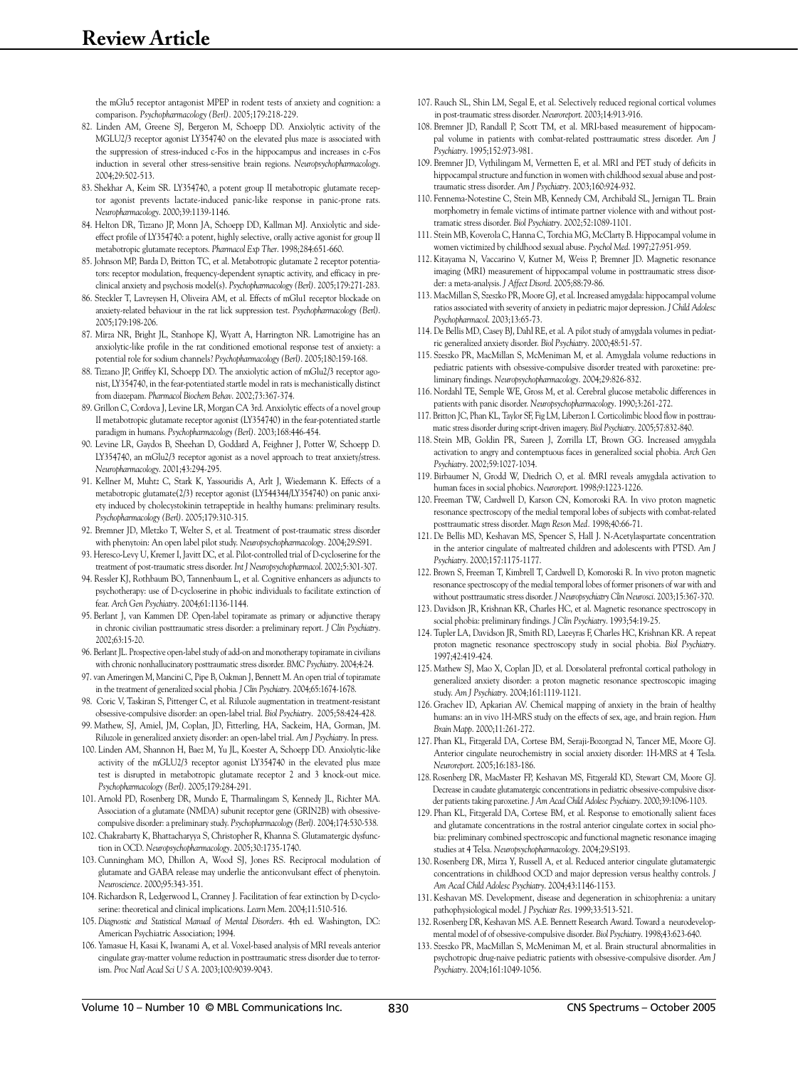the mGlu5 receptor antagonist MPEP in rodent tests of anxiety and cognition: a comparison. *Psychopharmacology (Berl)*. 2005;179:218-229.

82. Linden AM, Greene SJ, Bergeron M, Schoepp DD. Anxiolytic activity of the MGLU2/3 receptor agonist LY354740 on the elevated plus maze is associated with the suppression of stress-induced c-Fos in the hippocampus and increases in c-Fos induction in several other stress-sensitive brain regions. *Neuropsychopharmacology*. 2004;29:502-513.
83. Shekhar A, Keim SR. LY354740, a potent group II metabotropic glutamate receptor agonist prevents lactate-induced panic-like response in panic-prone rats. *Neuropharmacology*. 2000;39:1139-1146.
84. Helton DR, Tizzano JP, Monn JA, Schoepp DD, Kallman MJ. Anxiolytic and side-effect profile of LY354740: a potent, highly selective, orally active agonist for group II metabotropic glutamate receptors. *Pharmacol Exp Ther*. 1998;284:651-660.
85. Johnson MP, Barda D, Britton TC, et al. Metabotropic glutamate 2 receptor potentiators: receptor modulation, frequency-dependent synaptic activity, and efficacy in preclinical anxiety and psychosis model(s). *Psychopharmacology (Berl)*. 2005;179:271-283.
86. Steckler T, Lavreysen H, Oliveira AM, et al. Effects of mGlu1 receptor blockade on anxiety-related behaviour in the rat lick suppression test. *Psychopharmacology (Berl)*. 2005;179:198-206.
87. Mirza NR, Bright JL, Stanhope KJ, Wyatt A, Harrington NR. Lamotrigine has an anxiolytic-like profile in the rat conditioned emotional response test of anxiety: a potential role for sodium channels? *Psychopharmacology (Berl)*. 2005;180:159-168.
88. Tizzano JP, Griffey KI, Schoepp DD. The anxiolytic action of mGlu2/3 receptor agonist, LY354740, in the fear-potentiated startle model in rats is mechanistically distinct from diazepam. *Pharmacol Biochem Behav*. 2002;73:367-374.
89. Grillon C, Cordova J, Levine LR, Morgan CA 3rd. Anxiolytic effects of a novel group II metabotropic glutamate receptor agonist (LY354740) in the fear-potentiated startle paradigm in humans. *Psychopharmacology (Berl)*. 2003;168:446-454.
90. Levine LR, Gaydos B, Sheehan D, Goddard A, Feighner J, Potter W, Schoepp D. LY354740, an mGlu2/3 receptor agonist as a novel approach to treat anxiety/stress. *Neuropharmacology*. 2001;43:294-295.
91. Kellner M, Muhtz C, Stark K, Yassouridis A, Arlt J, Wiedemann K. Effects of a metabotropic glutamate(2/3) receptor agonist (LY544344/LY354740) on panic anxiety induced by cholecystokinin tetrapeptide in healthy humans: preliminary results. *Psychopharmacology (Berl)*. 2005;179:310-315.
92. Bremner JD, Mletzko T, Welter S, et al. Treatment of post-traumatic stress disorder with phenytoin: An open label pilot study. *Neuropsychopharmacology*. 2004;29:S91.
93. Heresco-Levy U, Kremer I, Javitt DC, et al. Pilot-controlled trial of D-cycloserine for the treatment of post-traumatic stress disorder. *Int J Neuropsychopharmacol*. 2002;5:301-307.
94. Ressler KJ, Rothbaum BO, Tannenbaum L, et al. Cognitive enhancers as adjuncts to psychotherapy: use of D-cycloserine in phobic individuals to facilitate extinction of fear. *Arch Gen Psychiatry*. 2004;61:1136-1144.
95. Berlant J, van Kammen DP. Open-label topiramate as primary or adjunctive therapy in chronic civilian posttraumatic stress disorder: a preliminary report. *J Clin Psychiatry*. 2002;63:15-20.
96. Berlant JL. Prospective open-label study of add-on and monotherapy topiramate in civilians with chronic nonhallucinatory posttraumatic stress disorder. *BMC Psychiatry*. 2004;4:24.
97. van Ameringen M, Mancini C, Pipe B, Oakman J, Bennett M. An open trial of topiramate in the treatment of generalized social phobia. *J Clin Psychiatry*. 2004;65:1674-1678.
98. Coric V, Taskiran S, Pittenger C, et al. Riluzole augmentation in treatment-resistant obsessive-compulsive disorder: an open-label trial. *Biol Psychiatry*. 2005;58:424-428.
99. Mathew, SJ, Amiel, JM, Coplan, JD, Fitterling, HA, Sackeim, HA, Gorman, JM. Riluzole in generalized anxiety disorder: an open-label trial. *Am J Psychiatry*. In press.
100. Linden AM, Shannon H, Baez M, Yu JL, Koester A, Schoepp DD. Anxiolytic-like activity of the mGLU2/3 receptor agonist LY354740 in the elevated plus maze test is disrupted in metabotropic glutamate receptor 2 and 3 knock-out mice. *Psychopharmacology (Berl)*. 2005;179:284-291.
101. Arnold PD, Rosenberg DR, Mundo E, Tharmalingam S, Kennedy JL, Richter MA. Association of a glutamate (NMDA) subunit receptor gene (GRIN2B) with obsessive-compulsive disorder: a preliminary study. *Psychopharmacology (Berl)*. 2004;174:530-538.
102. Chakrabarty K, Bhattacharyya S, Christopher R, Khanna S. Glutamatergic dysfunction in OCD. *Neuropsychopharmacology*. 2005;30:1735-1740.
103. Cunningham MO, Dhillon A, Wood SJ, Jones RS. Reciprocal modulation of glutamate and GABA release may underlie the anticonvulsant effect of phenytoin. *Neuroscience*. 2000;95:343-351.
104. Richardson R, Ledgerwood L, Cranney J. Facilitation of fear extinction by D-cycloserine: theoretical and clinical implications. *Learn Mem*. 2004;11:510-516.
105. *Diagnostic and Statistical Manual of Mental Disorders*. 4th ed. Washington, DC: American Psychiatric Association; 1994.
106. Yamasue H, Kasai K, Iwanami A, et al. Voxel-based analysis of MRI reveals anterior cingulate gray-matter volume reduction in posttraumatic stress disorder due to terrorism. *Proc Natl Acad Sci U S A*. 2003;100:9039-9043.
107. Rauch SL, Shin LM, Segal E, et al. Selectively reduced regional cortical volumes in post-traumatic stress disorder. *Neuroreport*. 2003;14:913-916.
108. Bremner JD, Randall P, Scott TM, et al. MRI-based measurement of hippocampal volume in patients with combat-related posttraumatic stress disorder. *Am J Psychiatry*. 1995;152:973-981.
109. Bremner JD, Vythilingam M, Vermetten E, et al. MRI and PET study of deficits in hippocampal structure and function in women with childhood sexual abuse and posttraumatic stress disorder. *Am J Psychiatry*. 2003;160:924-932.
110. Fennema-Notestine C, Stein MB, Kennedy CM, Archibald SL, Jernigan TL. Brain morphometry in female victims of intimate partner violence with and without posttramatic stress disorder. *Biol Psychiatry*. 2002;52:1089-1101.
111. Stein MB, Koverola C, Hanna C, Torchia MG, McClarty B. Hippocampal volume in women victimized by childhood sexual abuse. *Psychol Med*. 1997;27:951-959.
112. Kitayama N, Vaccarino V, Kutner M, Weiss P, Bremner JD. Magnetic resonance imaging (MRI) measurement of hippocampal volume in posttraumatic stress disorder: a meta-analysis. *J Affect Disord*. 2005;88:79-86.
113. MacMillan S, Szeszko PR, Moore GJ, et al. Increased amygdala: hippocampal volume ratios associated with severity of anxiety in pediatric major depression. *J Child Adolesc Psychopharmacol*. 2003;13:65-73.
114. De Bellis MD, Casey BJ, Dahl RE, et al. A pilot study of amygdala volumes in pediatric generalized anxiety disorder. *Biol Psychiatry*. 2000;48:51-57.
115. Szeszko PR, MacMillan S, McMeniman M, et al. Amygdala volume reductions in pediatric patients with obsessive-compulsive disorder treated with paroxetine: preliminary findings. *Neuropsychopharmacology*. 2004;29:826-832.
116. Nordahl TE, Semple WE, Gross M, et al. Cerebral glucose metabolic differences in patients with panic disorder. *Neuropsychopharmacology*. 1990;3:261-272.
117. Britton JC, Phan KL, Taylor SF, Fig LM, Liberzon I. Corticolimbic blood flow in posttraumatic stress disorder during script-driven imagery. *Biol Psychiatry*. 2005;57:832-840.
118. Stein MB, Goldin PR, Sareen J, Zorrilla LT, Brown GG. Increased amygdala activation to angry and contemptuous faces in generalized social phobia. *Arch Gen Psychiatry*. 2002;59:1027-1034.
119. Birbaumer N, Grodd W, Diedrich O, et al. fMRI reveals amygdala activation to human faces in social phobics. *Neuroreport*. 1998;9:1223-1226.
120. Freeman TW, Cardwell D, Karson CN, Komoroski RA. In vivo proton magnetic resonance spectroscopy of the medial temporal lobes of subjects with combat-related posttraumatic stress disorder. *Magn Reson Med*. 1998;40:66-71.
121. De Bellis MD, Keshavan MS, Spencer S, Hall J. N-Acetylaspartate concentration in the anterior cingulate of maltreated children and adolescents with PTSD. *Am J Psychiatry*. 2000;157:1175-1177.
122. Brown S, Freeman T, Kimbrell T, Cardwell D, Komoroski R. In vivo proton magnetic resonance spectroscopy of the medial temporal lobes of former prisoners of war with and without posttraumatic stress disorder. *J Neuropsychiatry Clin Neurosci*. 2003;15:367-370.
123. Davidson JR, Krishnan KR, Charles HC, et al. Magnetic resonance spectroscopy in social phobia: preliminary findings. *J Clin Psychiatry*. 1993;54:19-25.
124. Tupler LA, Davidson JR, Smith RD, Lazeyras F, Charles HC, Krishnan KR. A repeat proton magnetic resonance spectroscopy study in social phobia. *Biol Psychiatry*. 1997;42:419-424.
125. Mathew SJ, Mao X, Coplan JD, et al. Dorsolateral prefrontal cortical pathology in generalized anxiety disorder: a proton magnetic resonance spectroscopic imaging study. *Am J Psychiatry*. 2004;161:1119-1121.
126. Grachev ID, Apkarian AV. Chemical mapping of anxiety in the brain of healthy humans: an in vivo 1H-MRS study on the effects of sex, age, and brain region. *Hum Brain Mapp*. 2000;11:261-272.
127. Phan KL, Fitzgerald DA, Cortese BM, Seraji-Bozorgzad N, Tancer ME, Moore GJ. Anterior cingulate neurochemistry in social anxiety disorder: 1H-MRS at 4 Tesla. *Neuroreport*. 2005;16:183-186.
128. Rosenberg DR, MacMaster FP, Keshavan MS, Fitzgerald KD, Stewart CM, Moore GJ. Decrease in caudate glutamatergic concentrations in pediatric obsessive-compulsive disorder patients taking paroxetine. *J Am Acad Child Adolesc Psychiatry*. 2000;39:1096-1103.
129. Phan KL, Fitzgerald DA, Cortese BM, et al. Response to emotionally salient faces and glutamate concentrations in the rostral anterior cingulate cortex in social phobia: preliminary combined spectroscopic and functional magnetic resonance imaging studies at 4 Telsa. *Neuropsychopharmacology*. 2004;29:S193.
130. Rosenberg DR, Mirza Y, Russell A, et al. Reduced anterior cingulate glutamatergic concentrations in childhood OCD and major depression versus healthy controls. *J Am Acad Child Adolesc Psychiatry*. 2004;43:1146-1153.
131. Keshavan MS. Development, disease and degeneration in schizophrenia: a unitary pathophysiological model. *J Psychiatr Res*. 1999;33:513-521.
132. Rosenberg DR, Keshavan MS. A.E. Bennett Research Award. Toward a neurodevelopmental model of of obsessive-compulsive disorder. *Biol Psychiatry*. 1998;43:623-640.
133. Szeszko PR, MacMillan S, McMeniman M, et al. Brain structural abnormalities in psychotropic drug-naive pediatric patients with obsessive-compulsive disorder. *Am J Psychiatry*. 2004;161:1049-1056.